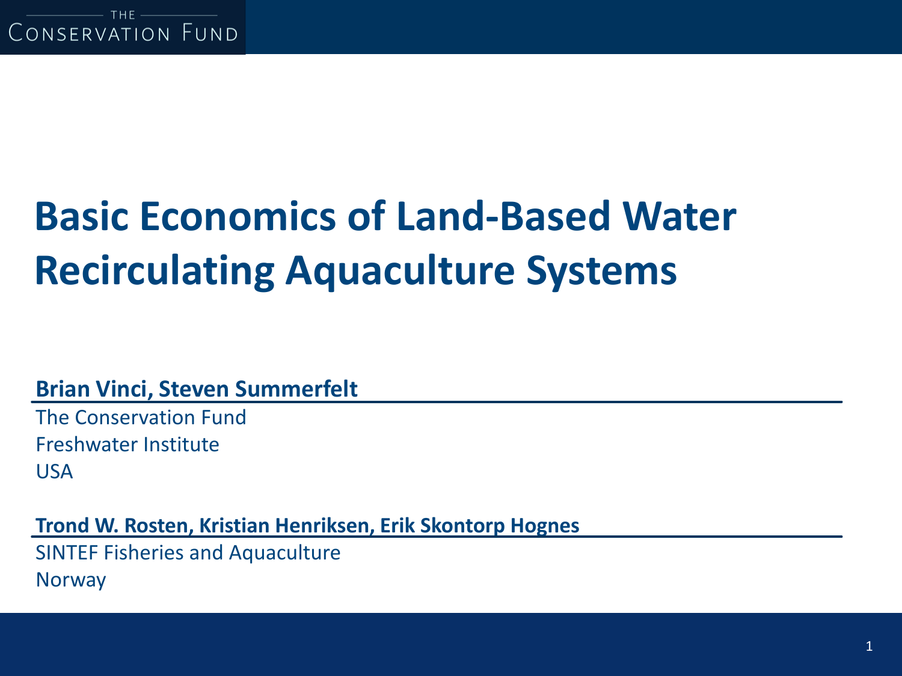THE CONSERVATION FUND

# Basic Economics of Land-Based Water Recirculating Aquaculture Systems

**Brian Vinci, Steven Summerfelt**

The Conservation Fund
Freshwater Institute
USA

**Trond W. Rosten, Kristian Henriksen, Erik Skontorp Hognes**

SINTEF Fisheries and Aquaculture
Norway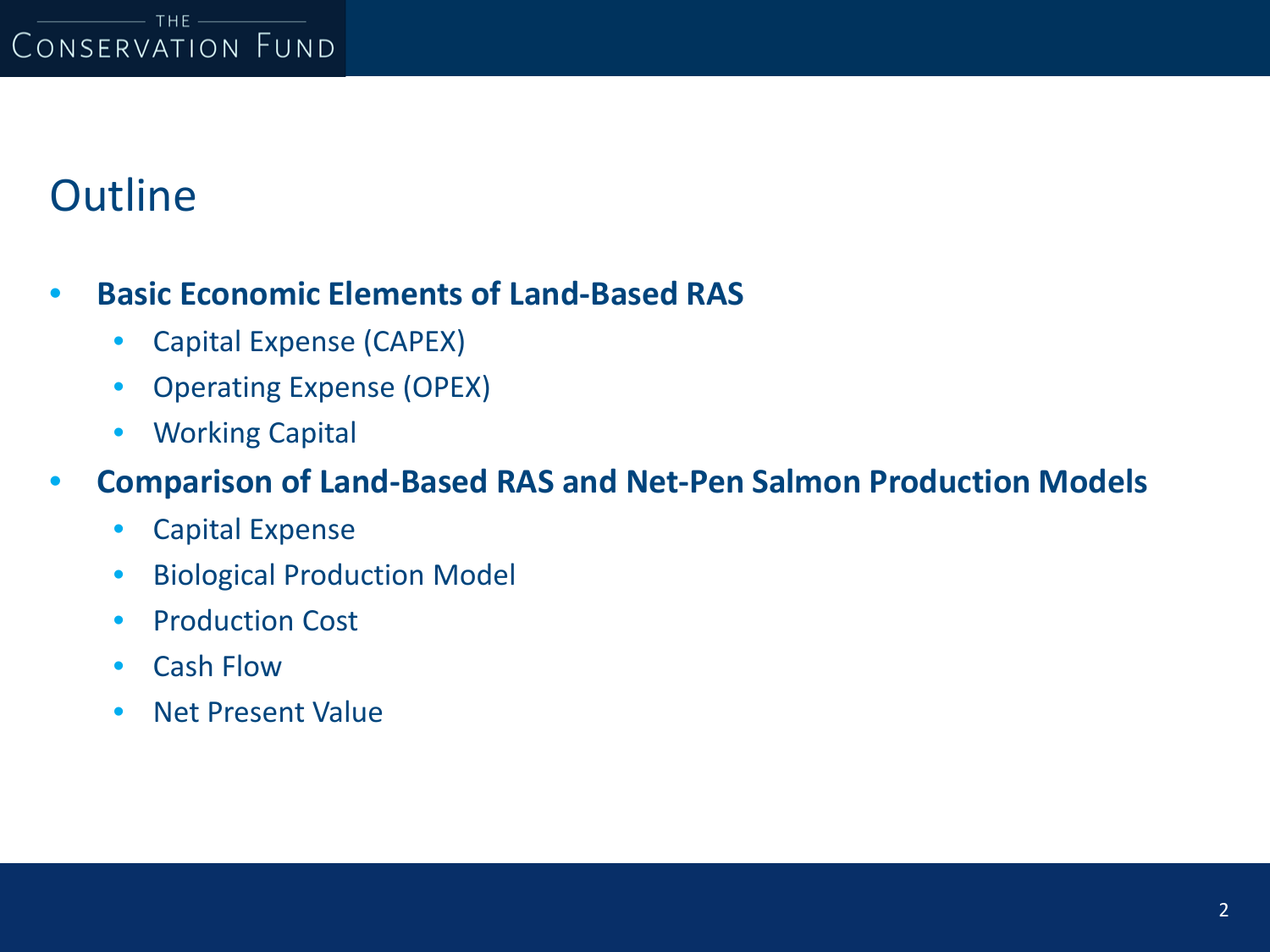# Outline

- **Basic Economic Elements of Land-Based RAS**
  - Capital Expense (CAPEX)
  - Operating Expense (OPEX)
  - Working Capital
- **Comparison of Land-Based RAS and Net-Pen Salmon Production Models**
  - Capital Expense
  - Biological Production Model
  - Production Cost
  - Cash Flow
  - Net Present Value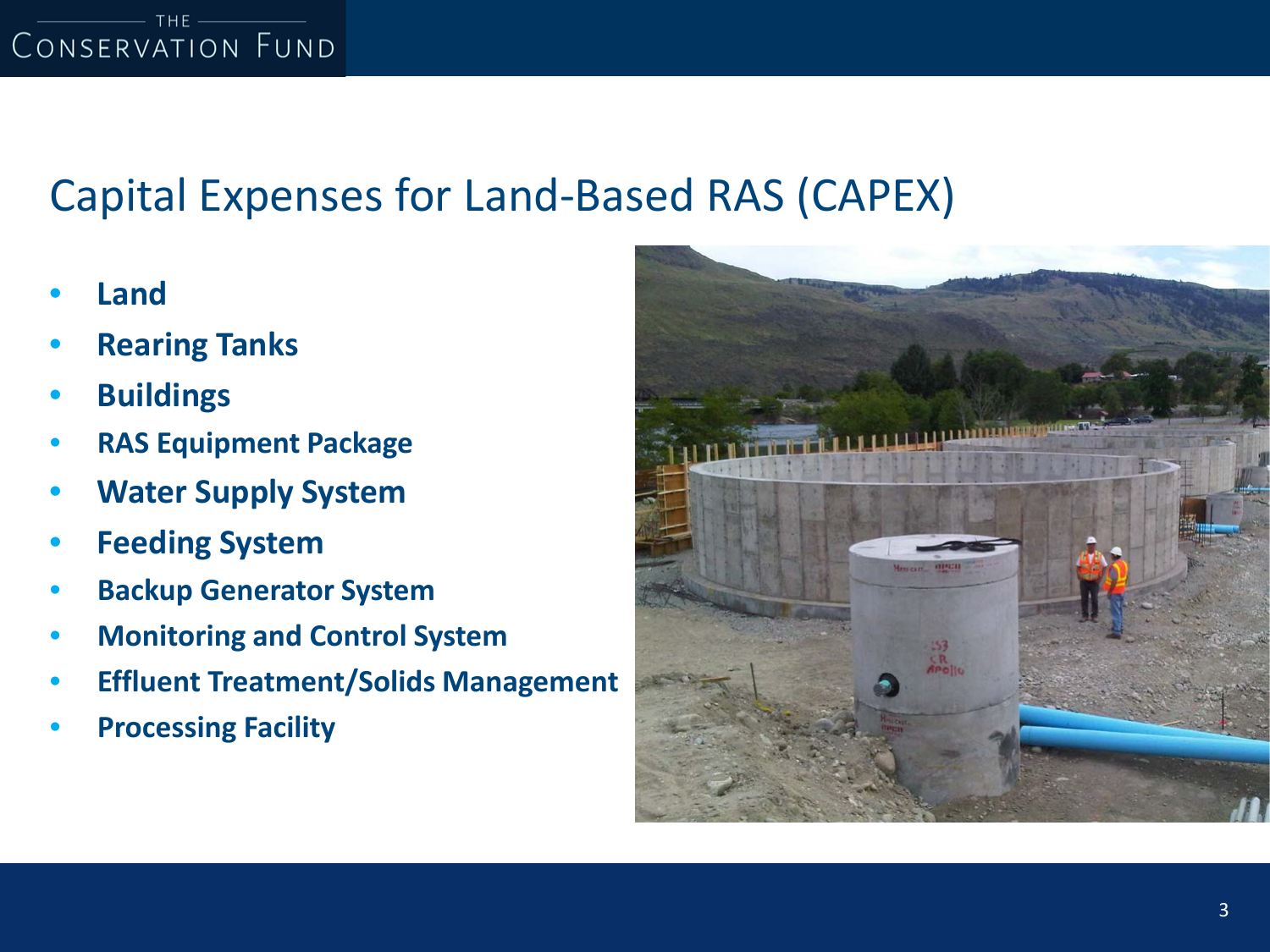# Capital Expenses for Land-Based RAS (CAPEX)

- **Land**
- **Rearing Tanks**
- **Buildings**
- **RAS Equipment Package**
- **Water Supply System**
- **Feeding System**
- **Backup Generator System**
- **Monitoring and Control System**
- **Effluent Treatment/Solids Management**
- **Processing Facility**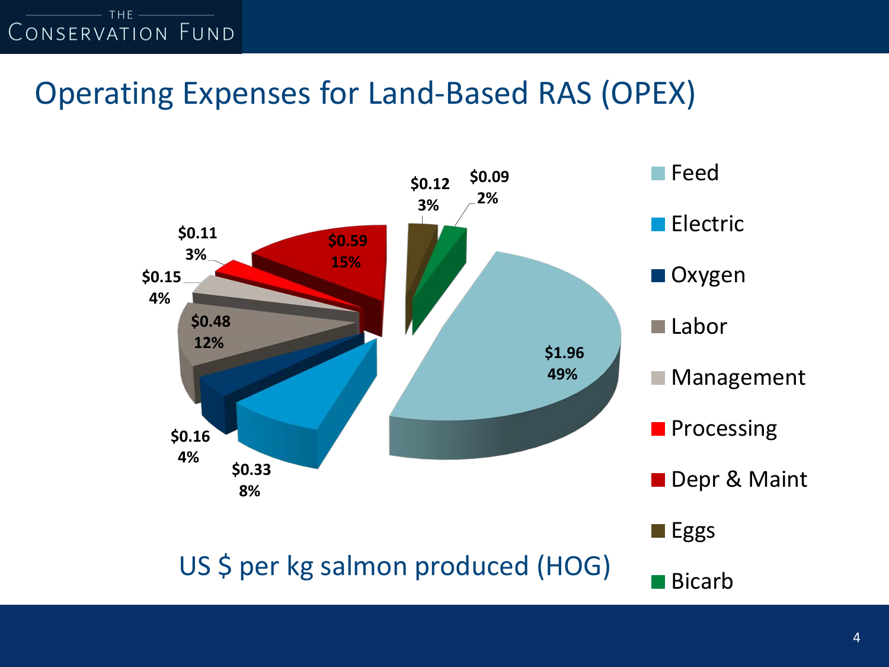# Operating Expenses for Land-Based RAS (OPEX)

| Category | US $ per kg | % |
|---|---|---|
| Feed | $1.96 | 49% |
| Electric | $0.33 | 8% |
| Oxygen | $0.16 | 4% |
| Labor | $0.48 | 12% |
| Management | $0.15 | 4% |
| Processing | $0.11 | 3% |
| Depr & Maint | $0.59 | 15% |
| Eggs | $0.12 | 3% |
| Bicarb | $0.09 | 2% |

US $ per kg salmon produced (HOG)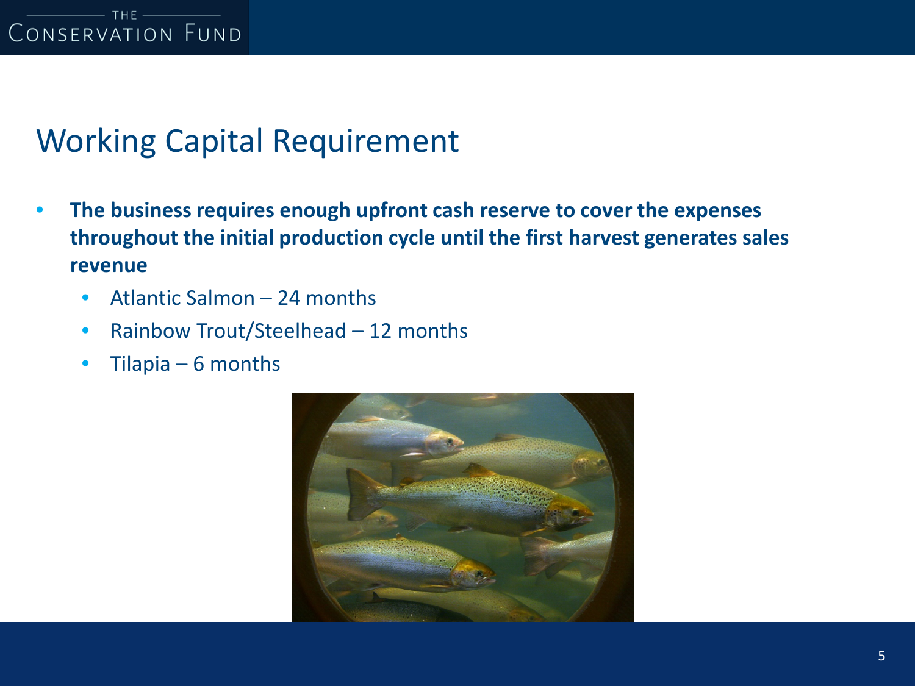## Working Capital Requirement

- **The business requires enough upfront cash reserve to cover the expenses throughout the initial production cycle until the first harvest generates sales revenue**
  - Atlantic Salmon – 24 months
  - Rainbow Trout/Steelhead – 12 months
  - Tilapia – 6 months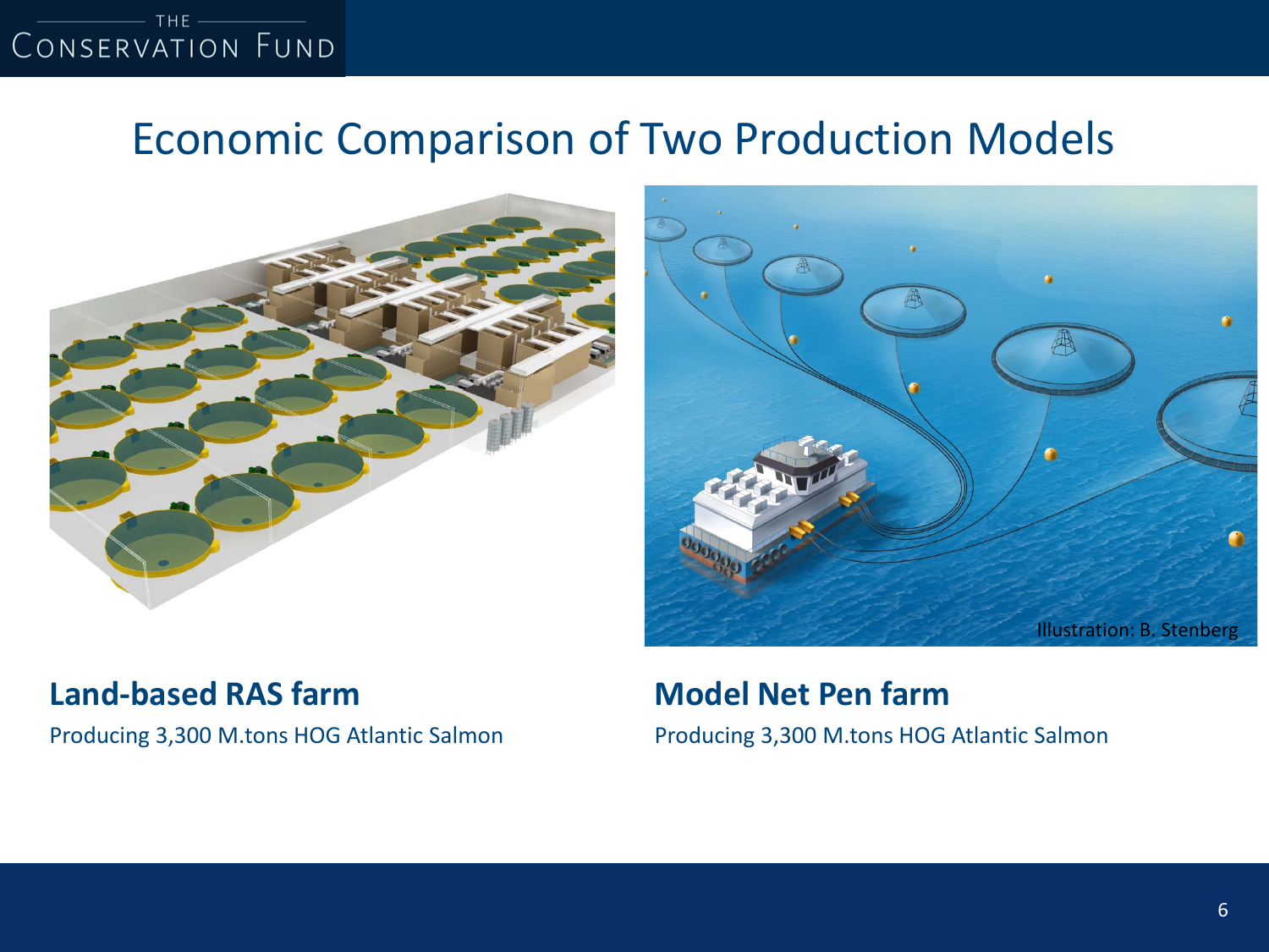# Economic Comparison of Two Production Models

Illustration: B. Stenberg

**Land-based RAS farm**

Producing 3,300 M.tons HOG Atlantic Salmon

**Model Net Pen farm**

Producing 3,300 M.tons HOG Atlantic Salmon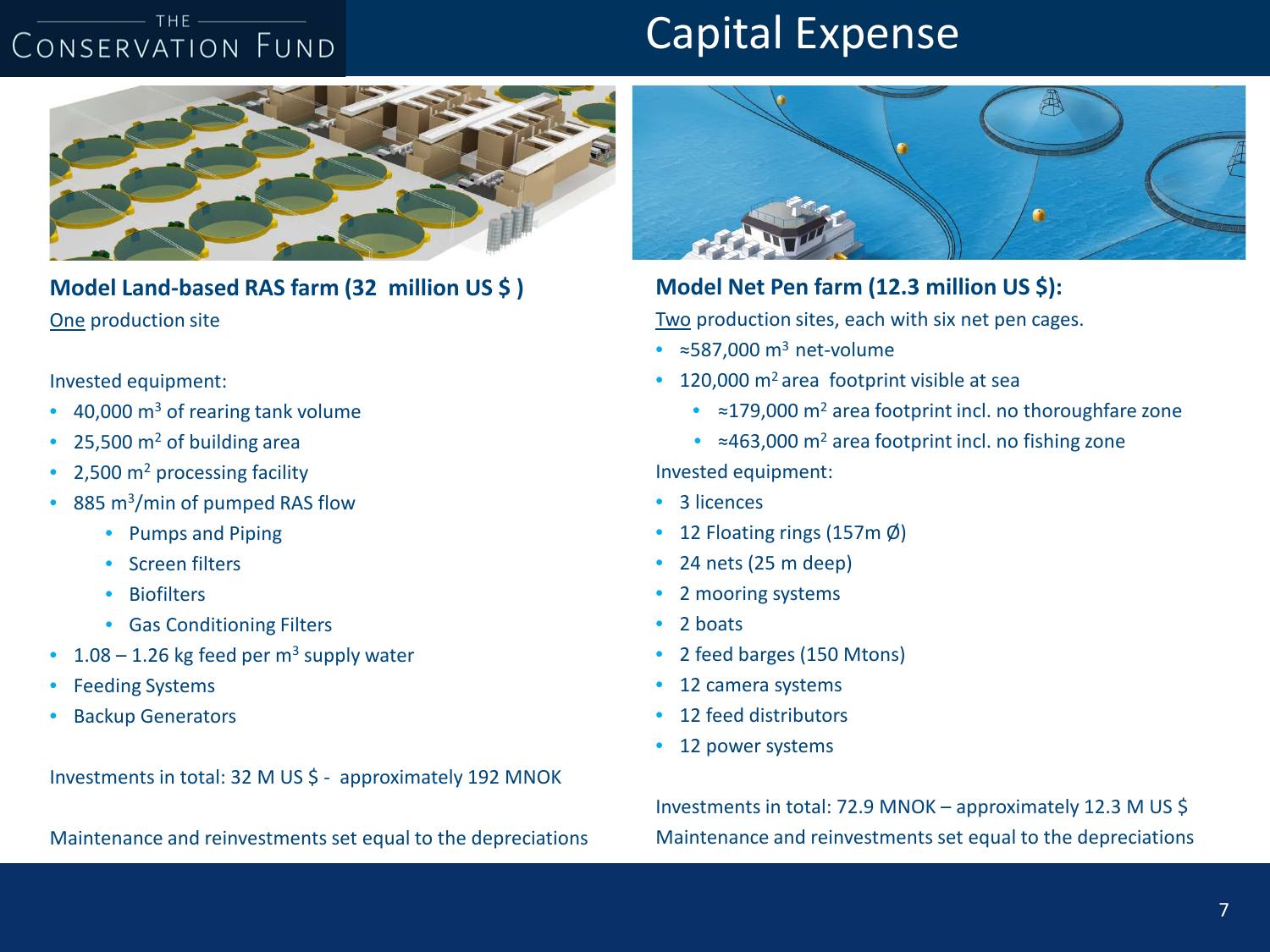# Capital Expense

## Model Land-based RAS farm (32 million US $ )

One production site

Invested equipment:

- 40,000 $m^3$ of rearing tank volume
- 25,500 $m^2$ of building area
- 2,500 $m^2$ processing facility
- 885 $m^3$/min of pumped RAS flow
  - Pumps and Piping
  - Screen filters
  - Biofilters
  - Gas Conditioning Filters
- 1.08 – 1.26 kg feed per $m^3$ supply water
- Feeding Systems
- Backup Generators

Investments in total: 32 M US $ - approximately 192 MNOK

Maintenance and reinvestments set equal to the depreciations

## Model Net Pen farm (12.3 million US $):

Two production sites, each with six net pen cages.

- ≈587,000 $m^3$ net-volume
- 120,000 $m^2$ area footprint visible at sea
  - ≈179,000 $m^2$ area footprint incl. no thoroughfare zone
  - ≈463,000 $m^2$ area footprint incl. no fishing zone

Invested equipment:

- 3 licences
- 12 Floating rings (157m Ø)
- 24 nets (25 m deep)
- 2 mooring systems
- 2 boats
- 2 feed barges (150 Mtons)
- 12 camera systems
- 12 feed distributors
- 12 power systems

Investments in total: 72.9 MNOK – approximately 12.3 M US $

Maintenance and reinvestments set equal to the depreciations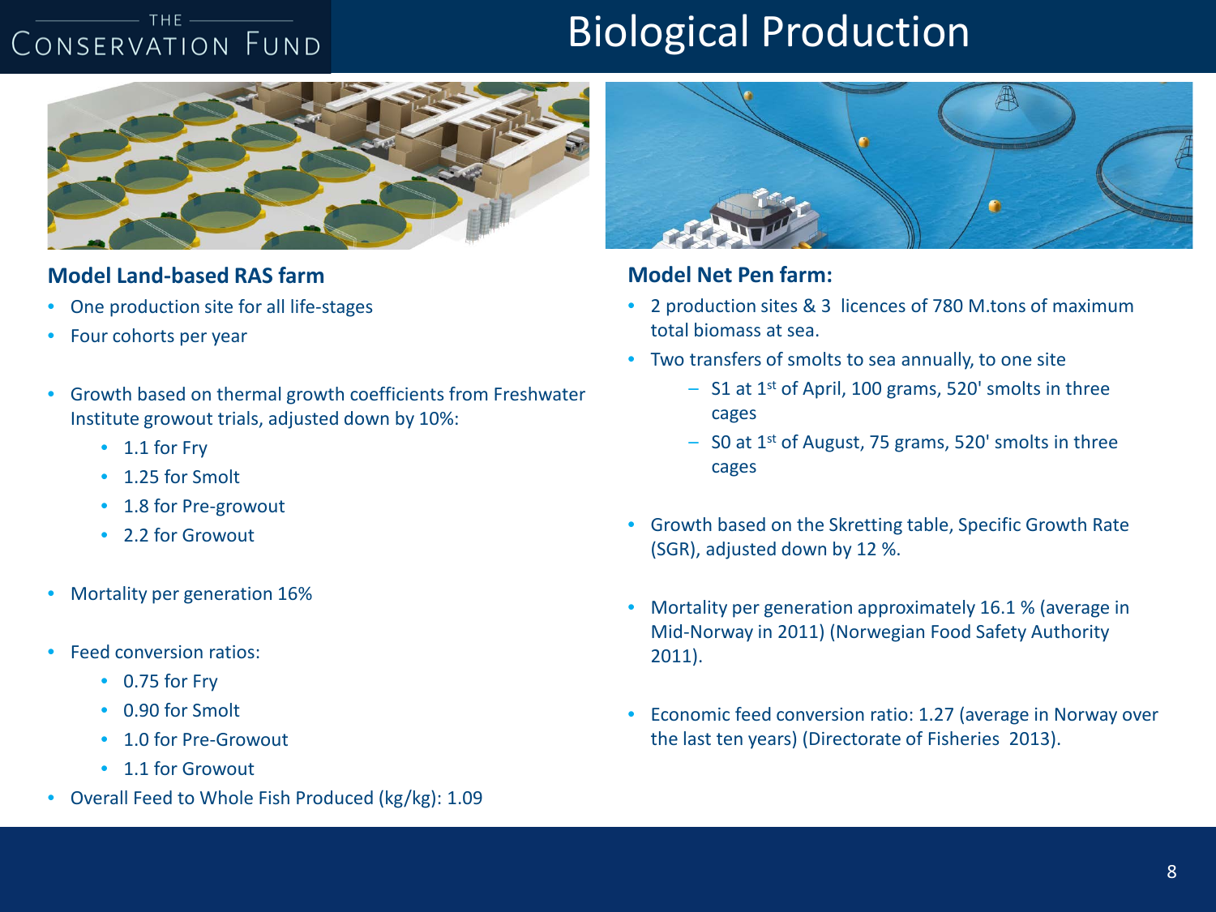# Biological Production

## Model Land-based RAS farm

- One production site for all life-stages
- Four cohorts per year
- Growth based on thermal growth coefficients from Freshwater Institute growout trials, adjusted down by 10%:
  - 1.1 for Fry
  - 1.25 for Smolt
  - 1.8 for Pre-growout
  - 2.2 for Growout
- Mortality per generation 16%
- Feed conversion ratios:
  - 0.75 for Fry
  - 0.90 for Smolt
  - 1.0 for Pre-Growout
  - 1.1 for Growout
- Overall Feed to Whole Fish Produced (kg/kg): 1.09

## Model Net Pen farm:

- 2 production sites & 3 licences of 780 M.tons of maximum total biomass at sea.
- Two transfers of smolts to sea annually, to one site
  - S1 at 1st of April, 100 grams, 520' smolts in three cages
  - S0 at 1st of August, 75 grams, 520' smolts in three cages
- Growth based on the Skretting table, Specific Growth Rate (SGR), adjusted down by 12 %.
- Mortality per generation approximately 16.1 % (average in Mid-Norway in 2011) (Norwegian Food Safety Authority 2011).
- Economic feed conversion ratio: 1.27 (average in Norway over the last ten years) (Directorate of Fisheries 2013).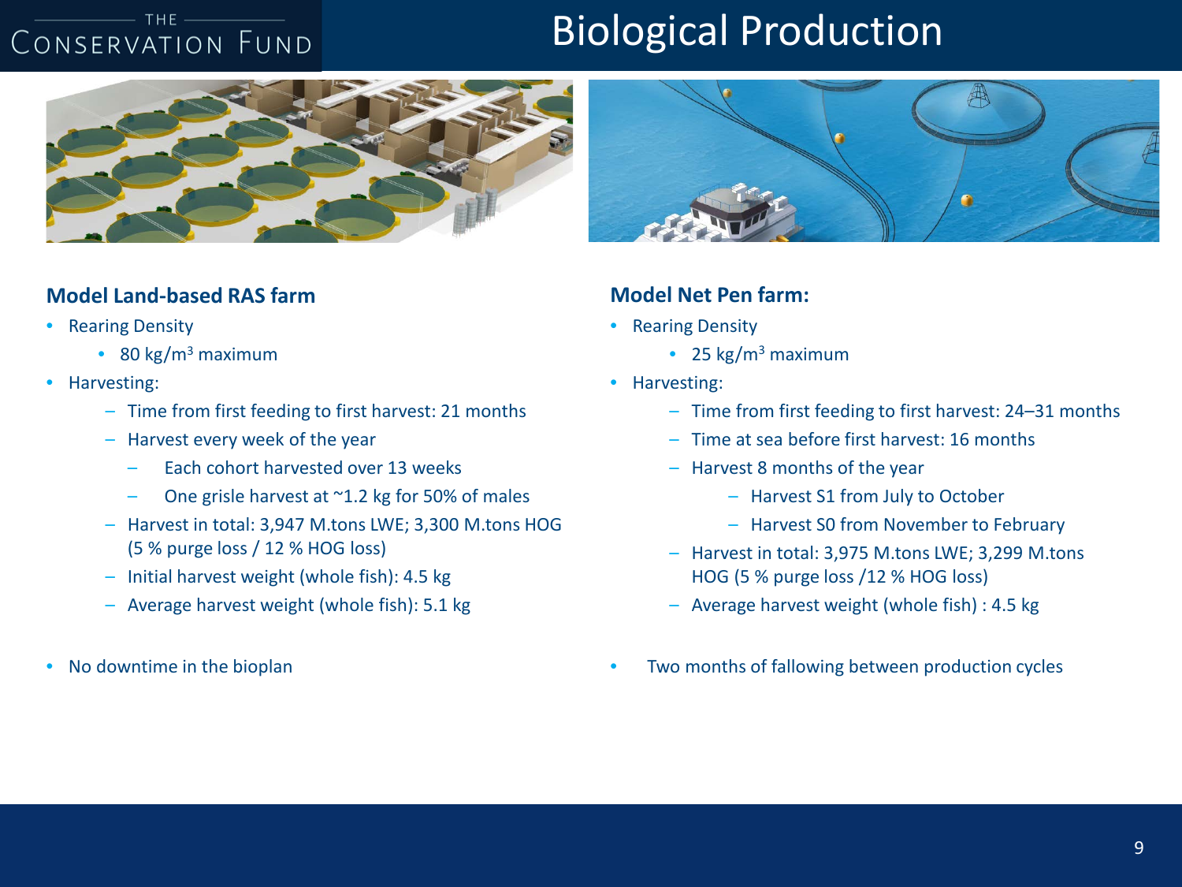# Biological Production

### Model Land-based RAS farm

- Rearing Density
  - 80 kg/m$^3$ maximum
- Harvesting:
  - Time from first feeding to first harvest: 21 months
  - Harvest every week of the year
    - Each cohort harvested over 13 weeks
    - One grisle harvest at ~1.2 kg for 50% of males
  - Harvest in total: 3,947 M.tons LWE; 3,300 M.tons HOG (5 % purge loss / 12 % HOG loss)
  - Initial harvest weight (whole fish): 4.5 kg
  - Average harvest weight (whole fish): 5.1 kg
- No downtime in the bioplan

### Model Net Pen farm:

- Rearing Density
  - 25 kg/m$^3$ maximum
- Harvesting:
  - Time from first feeding to first harvest: 24–31 months
  - Time at sea before first harvest: 16 months
  - Harvest 8 months of the year
    - Harvest S1 from July to October
    - Harvest S0 from November to February
  - Harvest in total: 3,975 M.tons LWE; 3,299 M.tons HOG (5 % purge loss /12 % HOG loss)
  - Average harvest weight (whole fish) : 4.5 kg
- Two months of fallowing between production cycles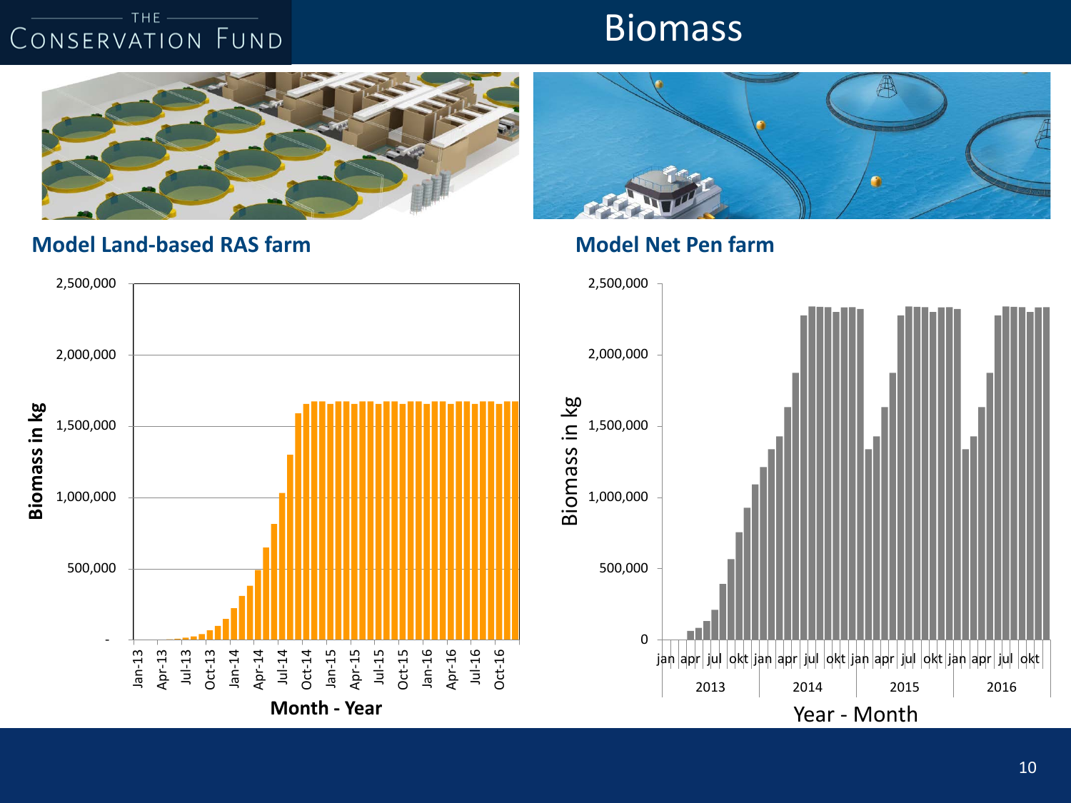# Biomass

## Model Land-based RAS farm

Biomass in kg (0 – 2,500,000), by Month - Year (Jan-13 to Oct-16)

## Model Net Pen farm

Biomass in kg (0 – 2,500,000), by Year - Month (2013 – 2016)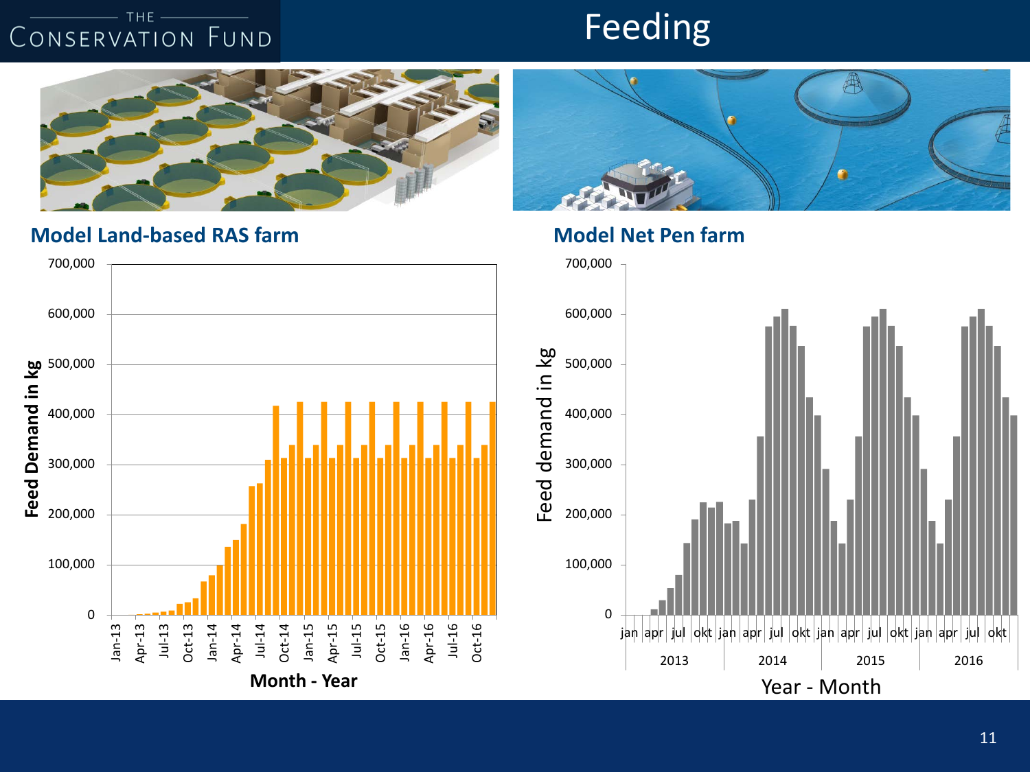# Feeding

## Model Land-based RAS farm

## Model Net Pen farm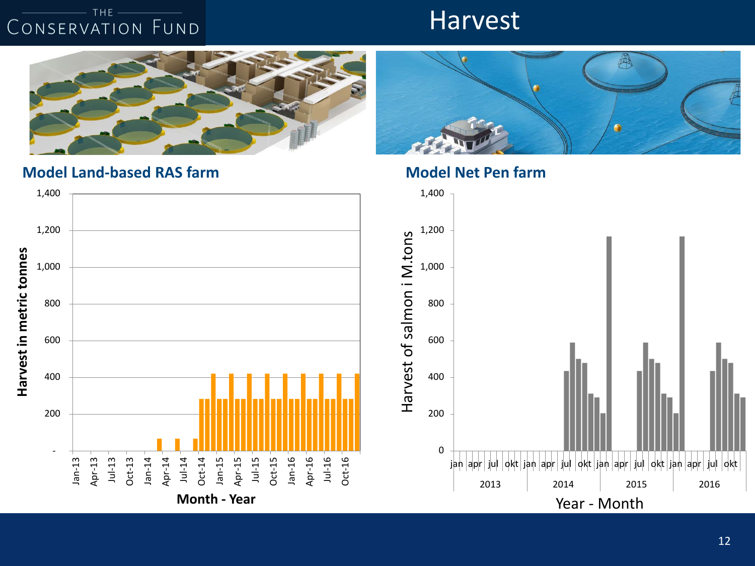# Harvest

## Model Land-based RAS farm

Harvest in metric tonnes

1,400
1,200
1,000
800
600
400
200
-

Jan-13, Apr-13, Jul-13, Oct-13, Jan-14, Apr-14, Jul-14, Oct-14, Jan-15, Apr-15, Jul-15, Oct-15, Jan-16, Apr-16, Jul-16, Oct-16

Month - Year

## Model Net Pen farm

Harvest of salmon i M.tons

1,400
1,200
1,000
800
600
400
200
0

jan, apr, jul, okt, jan, apr, jul, okt, jan, apr, jul, okt, jan, apr, jul, okt

2013, 2014, 2015, 2016

Year - Month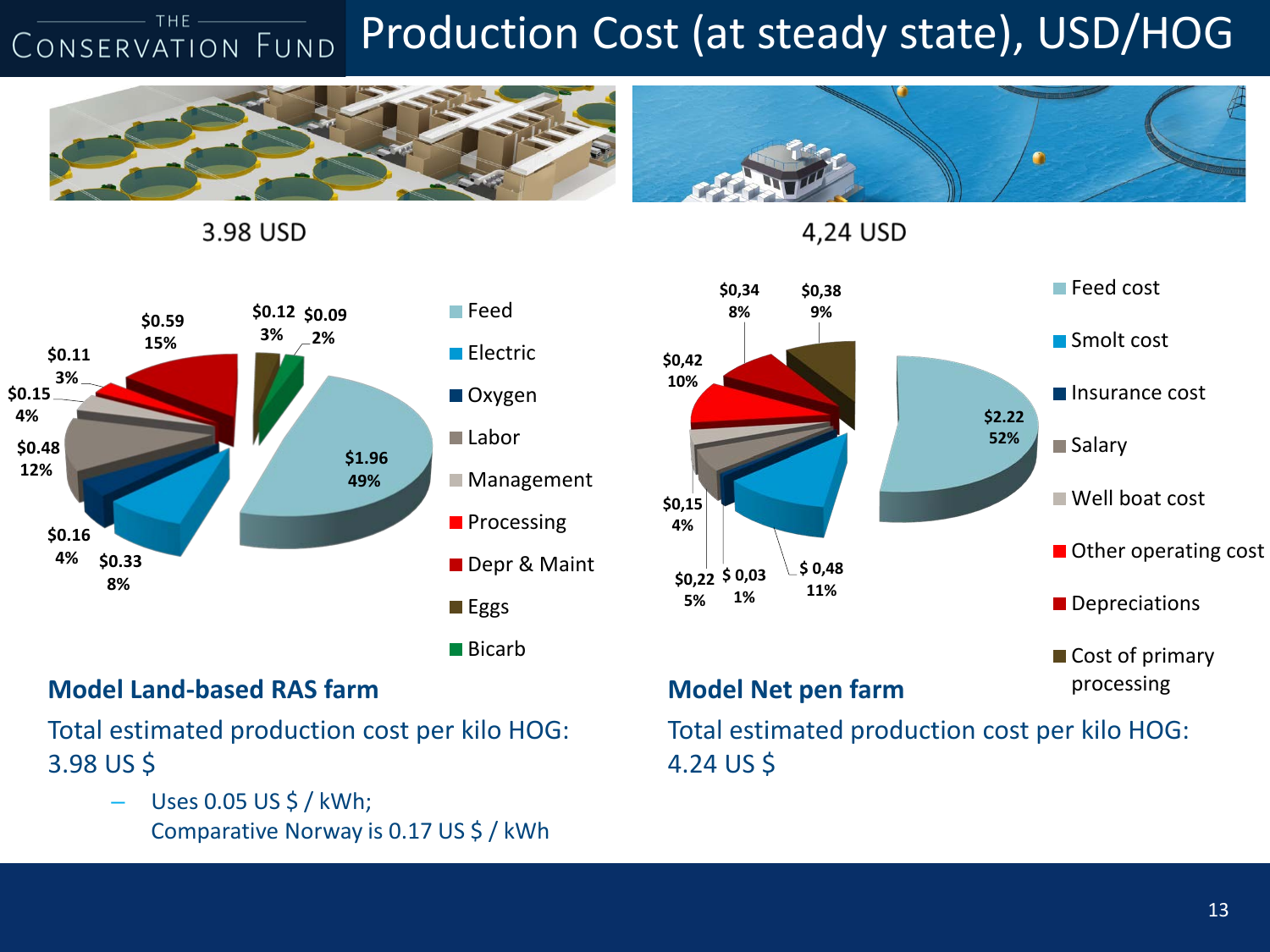# Production Cost (at steady state), USD/HOG

3.98 USD

| Item | Cost | Share |
|---|---|---|
| Feed | $1.96 | 49% |
| Electric | $0.33 | 8% |
| Oxygen | $0.16 | 4% |
| Labor | $0.48 | 12% |
| Management | $0.15 | 4% |
| Processing | $0.11 | 3% |
| Depr & Maint | $0.59 | 15% |
| Eggs | $0.12 | 3% |
| Bicarb | $0.09 | 2% |

4,24 USD

| Item | Cost | Share |
|---|---|---|
| Feed cost | $2.22 | 52% |
| Smolt cost | $ 0,48 | 11% |
| Insurance cost | $ 0,03 | 1% |
| Salary | $0,22 | 5% |
| Well boat cost | $0,15 | 4% |
| Other operating cost | $0,42 | 10% |
| Depreciations | $0,34 | 8% |
| Cost of primary processing | $0,38 | 9% |

**Model Land-based RAS farm**

Total estimated production cost per kilo HOG: 3.98 US $

- Uses 0.05 US $ / kWh;
  Comparative Norway is 0.17 US $ / kWh

**Model Net pen farm**

Total estimated production cost per kilo HOG: 4.24 US $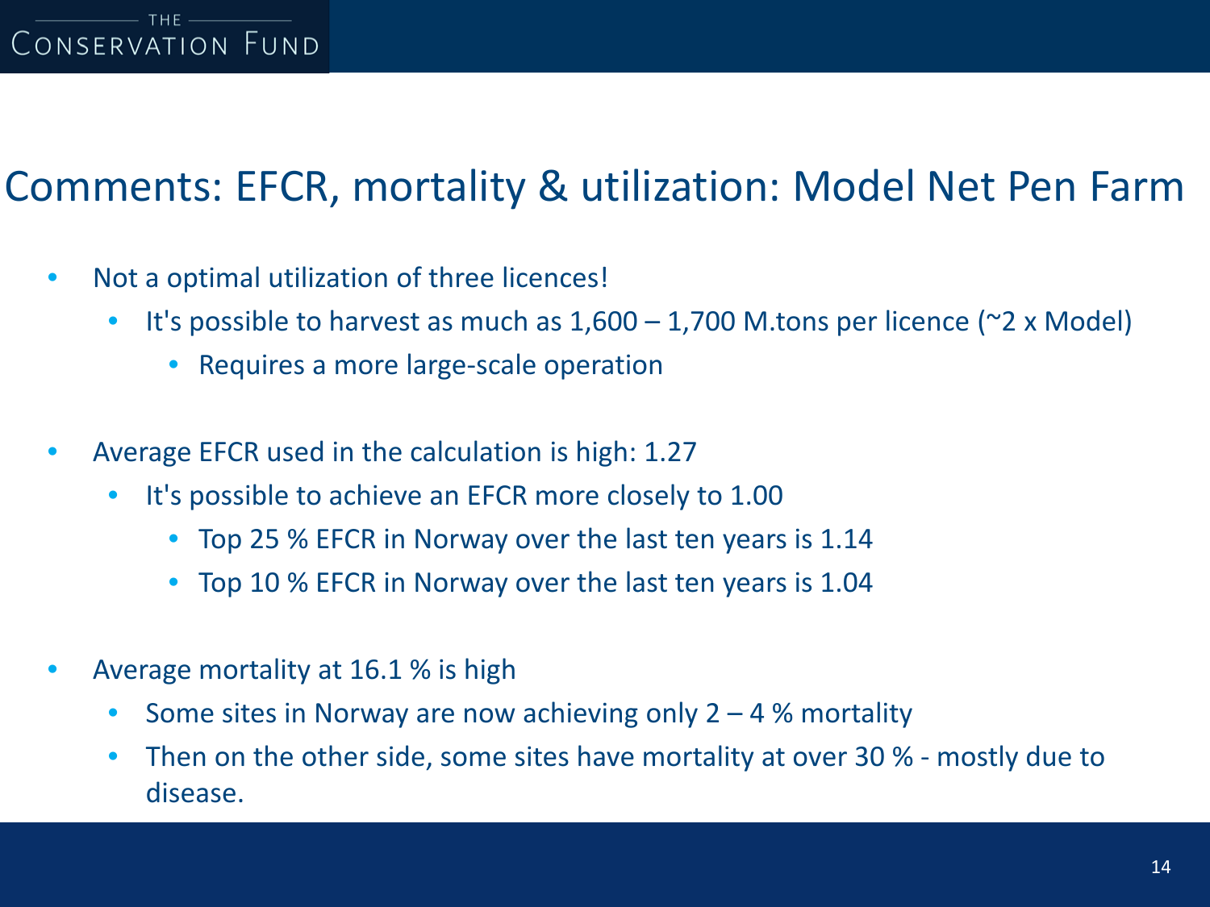# Comments: EFCR, mortality & utilization: Model Net Pen Farm

- Not a optimal utilization of three licences!
  - It's possible to harvest as much as 1,600 – 1,700 M.tons per licence (~2 x Model)
    - Requires a more large-scale operation
- Average EFCR used in the calculation is high: 1.27
  - It's possible to achieve an EFCR more closely to 1.00
    - Top 25 % EFCR in Norway over the last ten years is 1.14
    - Top 10 % EFCR in Norway over the last ten years is 1.04
- Average mortality at 16.1 % is high
  - Some sites in Norway are now achieving only 2 – 4 % mortality
  - Then on the other side, some sites have mortality at over 30 % - mostly due to disease.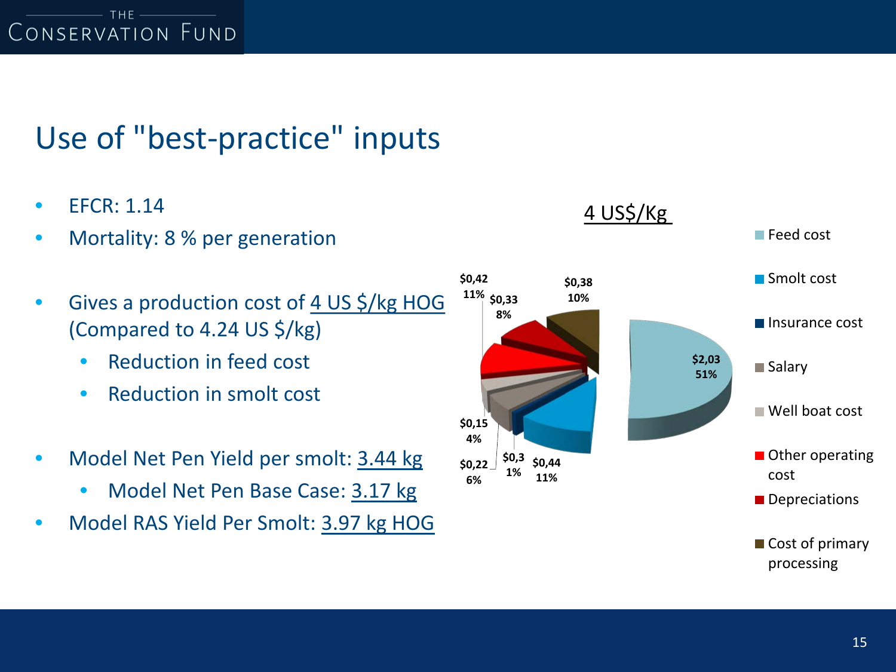# Use of "best-practice" inputs

- EFCR: 1.14
- Mortality: 8 % per generation
- Gives a production cost of 4 US $/kg HOG (Compared to 4.24 US $/kg)
  - Reduction in feed cost
  - Reduction in smolt cost
- Model Net Pen Yield per smolt: 3.44 kg
  - Model Net Pen Base Case: 3.17 kg
- Model RAS Yield Per Smolt: 3.97 kg HOG

4 US$/Kg

| Cost component | Value | Share |
|---|---|---|
| Feed cost | $2,03 | 51% |
| Smolt cost | $0,44 | 11% |
| Insurance cost | $0,3 | 1% |
| Salary | $0,22 | 6% |
| Well boat cost | $0,15 | 4% |
| Other operating cost | $0,42 | 11% |
| Depreciations | $0,33 | 8% |
| Cost of primary processing | $0,38 | 10% |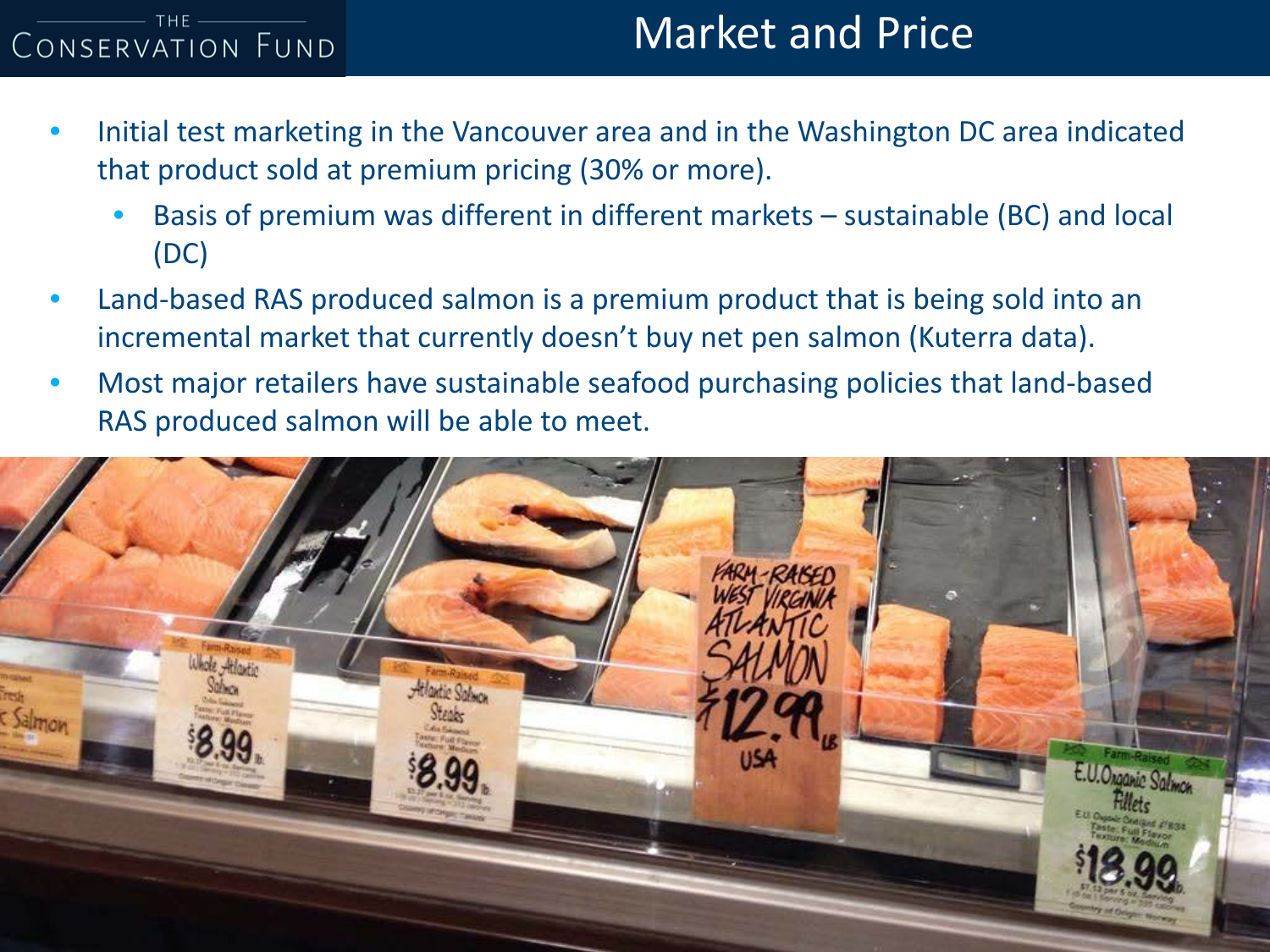# Market and Price

- Initial test marketing in the Vancouver area and in the Washington DC area indicated that product sold at premium pricing (30% or more).
  - Basis of premium was different in different markets – sustainable (BC) and local (DC)
- Land-based RAS produced salmon is a premium product that is being sold into an incremental market that currently doesn't buy net pen salmon (Kuterra data).
- Most major retailers have sustainable seafood purchasing policies that land-based RAS produced salmon will be able to meet.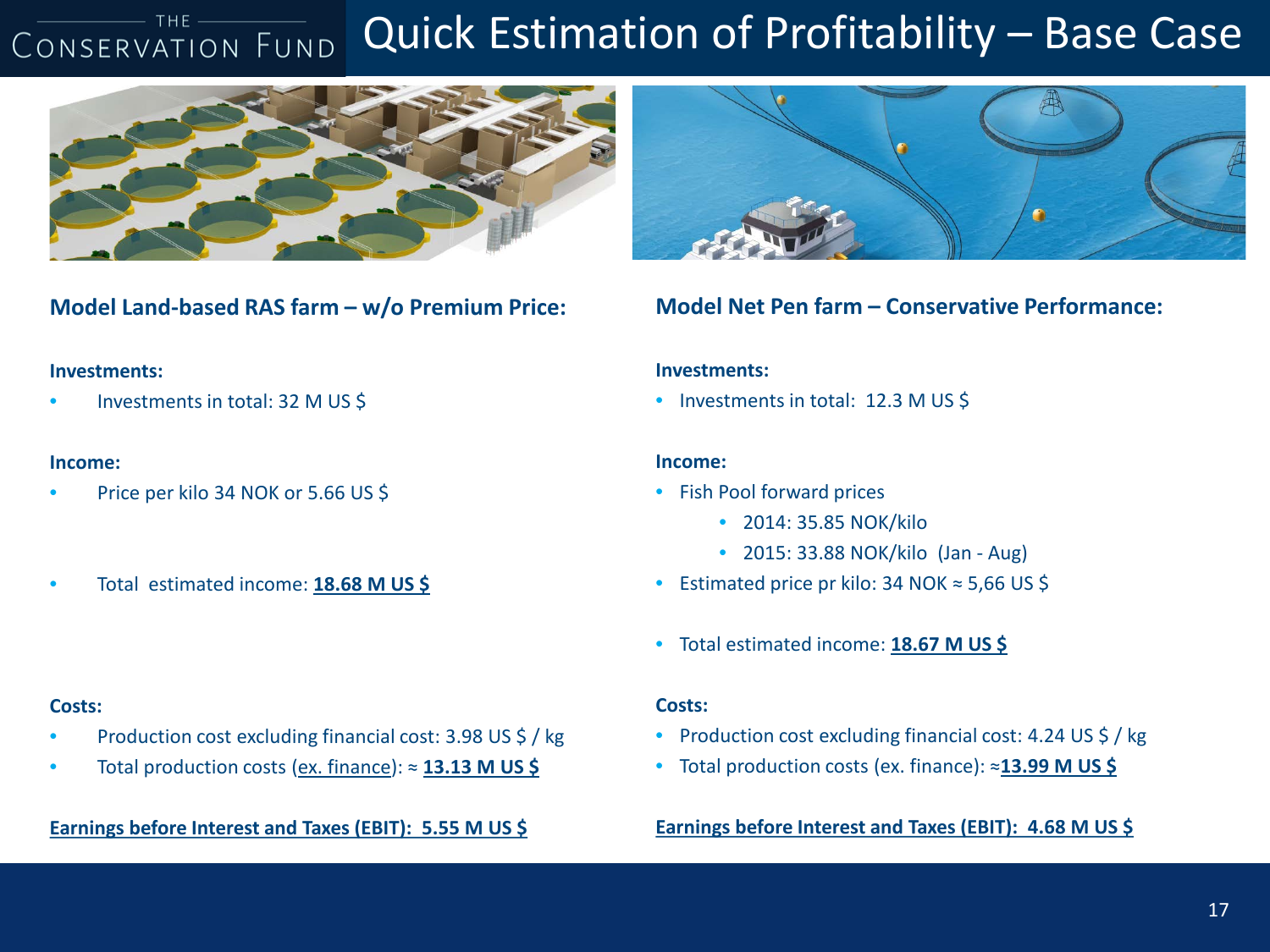# Quick Estimation of Profitability – Base Case

## Model Land-based RAS farm – w/o Premium Price:

**Investments:**

- Investments in total: 32 M US $

**Income:**

- Price per kilo 34 NOK or 5.66 US $
- Total estimated income: **18.68 M US $**

**Costs:**

- Production cost excluding financial cost: 3.98 US $ / kg
- Total production costs (ex. finance): ≈ **13.13 M US $**

**Earnings before Interest and Taxes (EBIT): 5.55 M US $**

## Model Net Pen farm – Conservative Performance:

**Investments:**

- Investments in total: 12.3 M US $

**Income:**

- Fish Pool forward prices
  - 2014: 35.85 NOK/kilo
  - 2015: 33.88 NOK/kilo (Jan - Aug)
- Estimated price pr kilo: 34 NOK ≈ 5,66 US $
- Total estimated income: **18.67 M US $**

**Costs:**

- Production cost excluding financial cost: 4.24 US $ / kg
- Total production costs (ex. finance): ≈**13.99 M US $**

**Earnings before Interest and Taxes (EBIT): 4.68 M US $**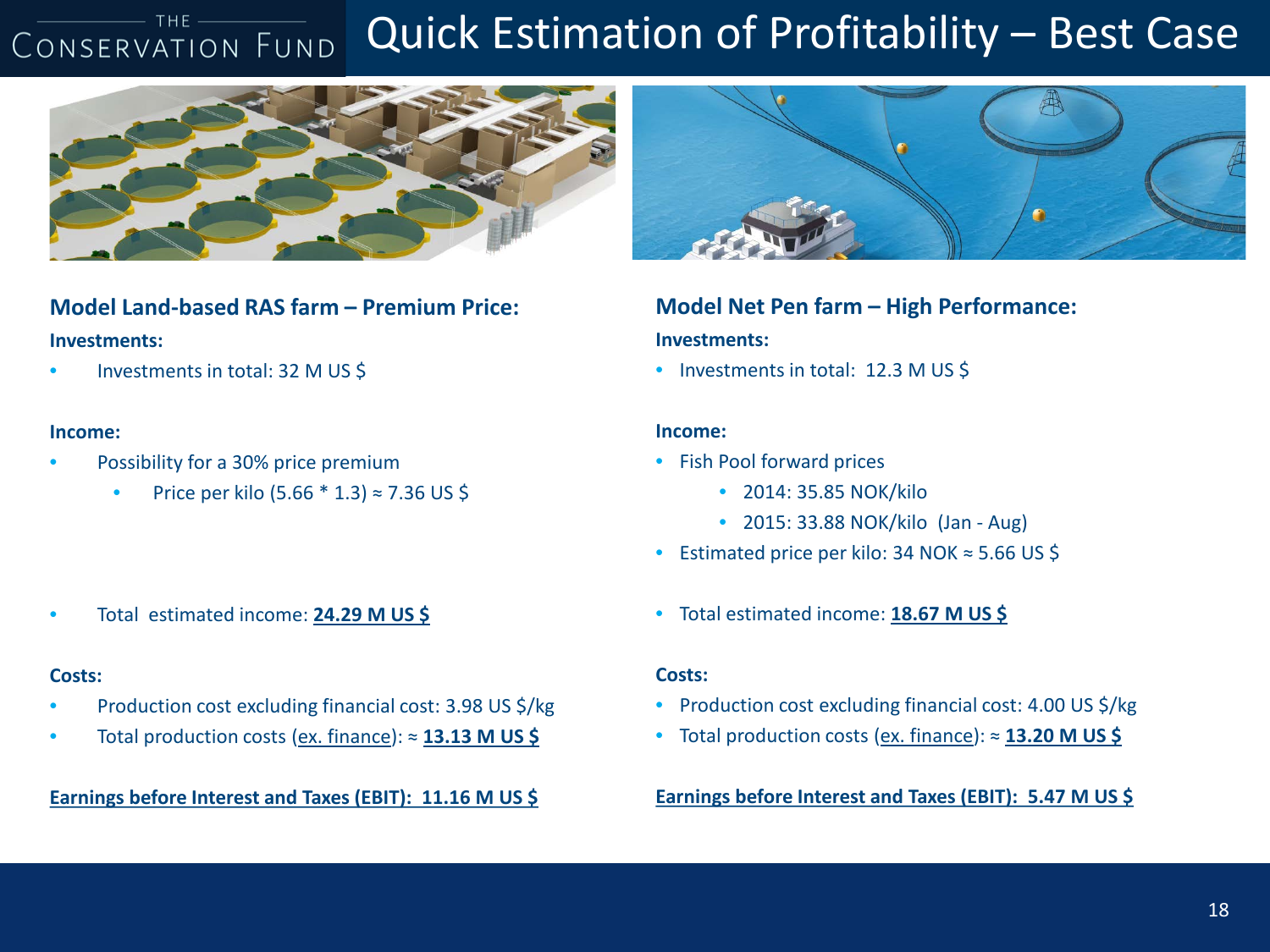# Quick Estimation of Profitability – Best Case

## Model Land-based RAS farm – Premium Price:

**Investments:**

- Investments in total: 32 M US $

**Income:**

- Possibility for a 30% price premium
  - Price per kilo (5.66 * 1.3) ≈ 7.36 US $
- Total estimated income: **24.29 M US $**

**Costs:**

- Production cost excluding financial cost: 3.98 US $/kg
- Total production costs (ex. finance): ≈ **13.13 M US $**

**Earnings before Interest and Taxes (EBIT): 11.16 M US $**

## Model Net Pen farm – High Performance:

**Investments:**

- Investments in total: 12.3 M US $

**Income:**

- Fish Pool forward prices
  - 2014: 35.85 NOK/kilo
  - 2015: 33.88 NOK/kilo (Jan - Aug)
- Estimated price per kilo: 34 NOK ≈ 5.66 US $
- Total estimated income: **18.67 M US $**

**Costs:**

- Production cost excluding financial cost: 4.00 US $/kg
- Total production costs (ex. finance): ≈ **13.20 M US $**

**Earnings before Interest and Taxes (EBIT): 5.47 M US $**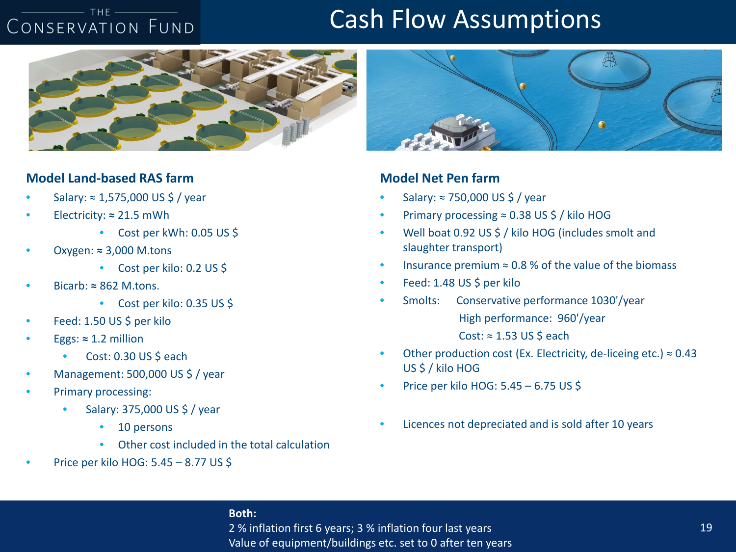# Cash Flow Assumptions

## Model Land-based RAS farm

- Salary: ≈ 1,575,000 US $ / year
- Electricity: ≈ 21.5 mWh
  - Cost per kWh: 0.05 US $
- Oxygen: ≈ 3,000 M.tons
  - Cost per kilo: 0.2 US $
- Bicarb: ≈ 862 M.tons.
  - Cost per kilo: 0.35 US $
- Feed: 1.50 US $ per kilo
- Eggs: ≈ 1.2 million
  - Cost: 0.30 US $ each
- Management: 500,000 US $ / year
- Primary processing:
  - Salary: 375,000 US $ / year
    - 10 persons
    - Other cost included in the total calculation
- Price per kilo HOG: 5.45 – 8.77 US $

## Model Net Pen farm

- Salary: ≈ 750,000 US $ / year
- Primary processing ≈ 0.38 US $ / kilo HOG
- Well boat 0.92 US $ / kilo HOG (includes smolt and slaughter transport)
- Insurance premium ≈ 0.8 % of the value of the biomass
- Feed: 1.48 US $ per kilo
- Smolts: Conservative performance 1030'/year
  High performance: 960'/year
  Cost: ≈ 1.53 US $ each
- Other production cost (Ex. Electricity, de-liceing etc.) ≈ 0.43 US $ / kilo HOG
- Price per kilo HOG: 5.45 – 6.75 US $
- Licences not depreciated and is sold after 10 years

**Both:**
2 % inflation first 6 years; 3 % inflation four last years
Value of equipment/buildings etc. set to 0 after ten years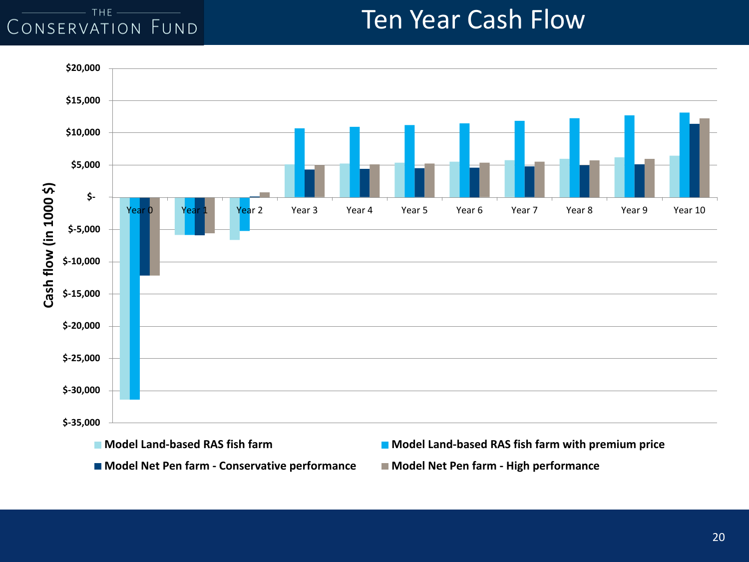# Ten Year Cash Flow

Cash flow (in 1000 $)

$20,000
$15,000
$10,000
$5,000
$-
$-5,000
$-10,000
$-15,000
$-20,000
$-25,000
$-30,000
$-35,000

Year 0 | Year 1 | Year 2 | Year 3 | Year 4 | Year 5 | Year 6 | Year 7 | Year 8 | Year 9 | Year 10

- **Model Land-based RAS fish farm**
- **Model Land-based RAS fish farm with premium price**
- **Model Net Pen farm - Conservative performance**
- **Model Net Pen farm - High performance**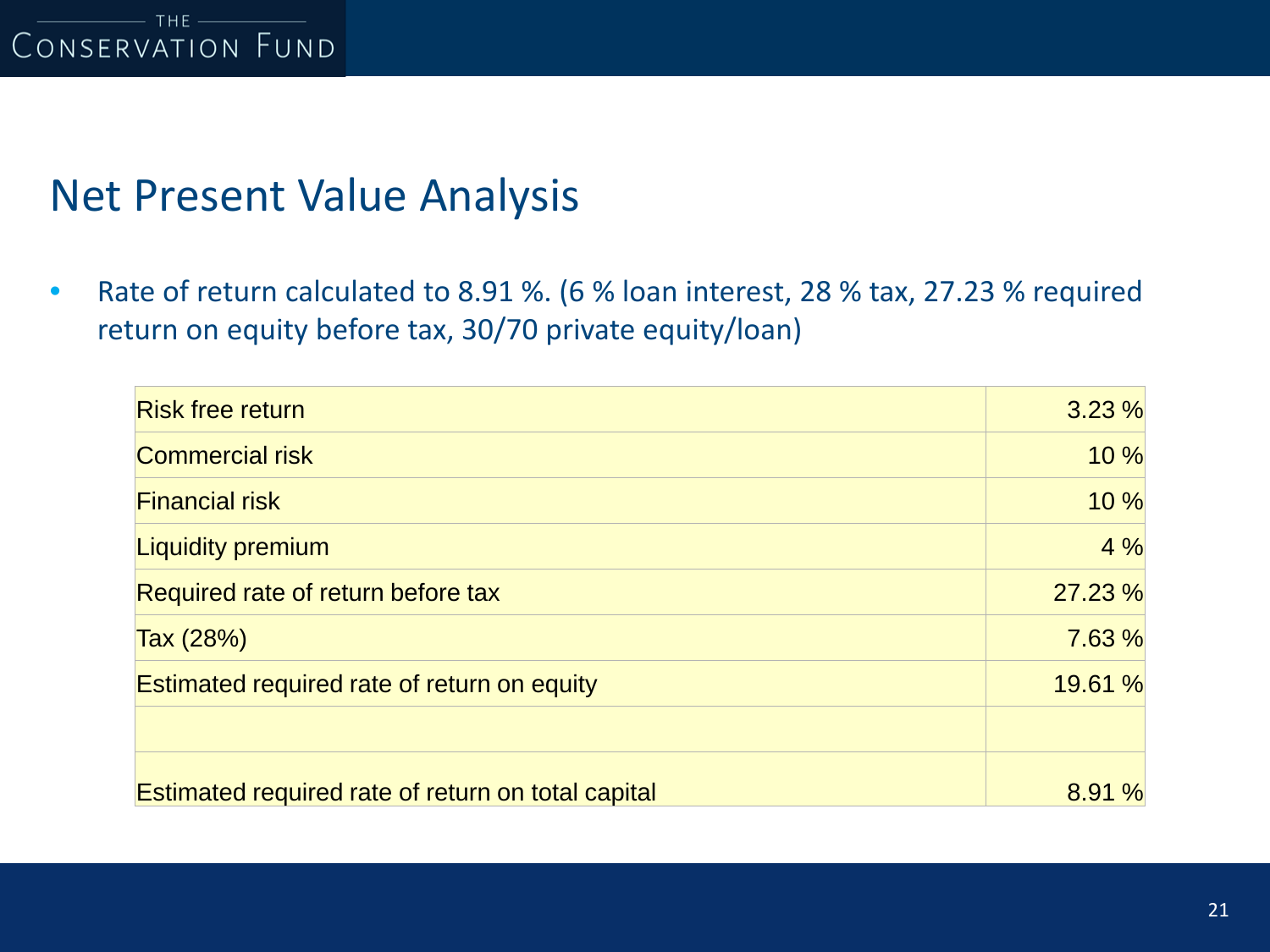# Net Present Value Analysis

- Rate of return calculated to 8.91 %. (6 % loan interest, 28 % tax, 27.23 % required return on equity before tax, 30/70 private equity/loan)

| | |
|---|---|
| Risk free return | 3.23 % |
| Commercial risk | 10 % |
| Financial risk | 10 % |
| Liquidity premium | 4 % |
| Required rate of return before tax | 27.23 % |
| Tax (28%) | 7.63 % |
| Estimated required rate of return on equity | 19.61 % |
| | |
| Estimated required rate of return on total capital | 8.91 % |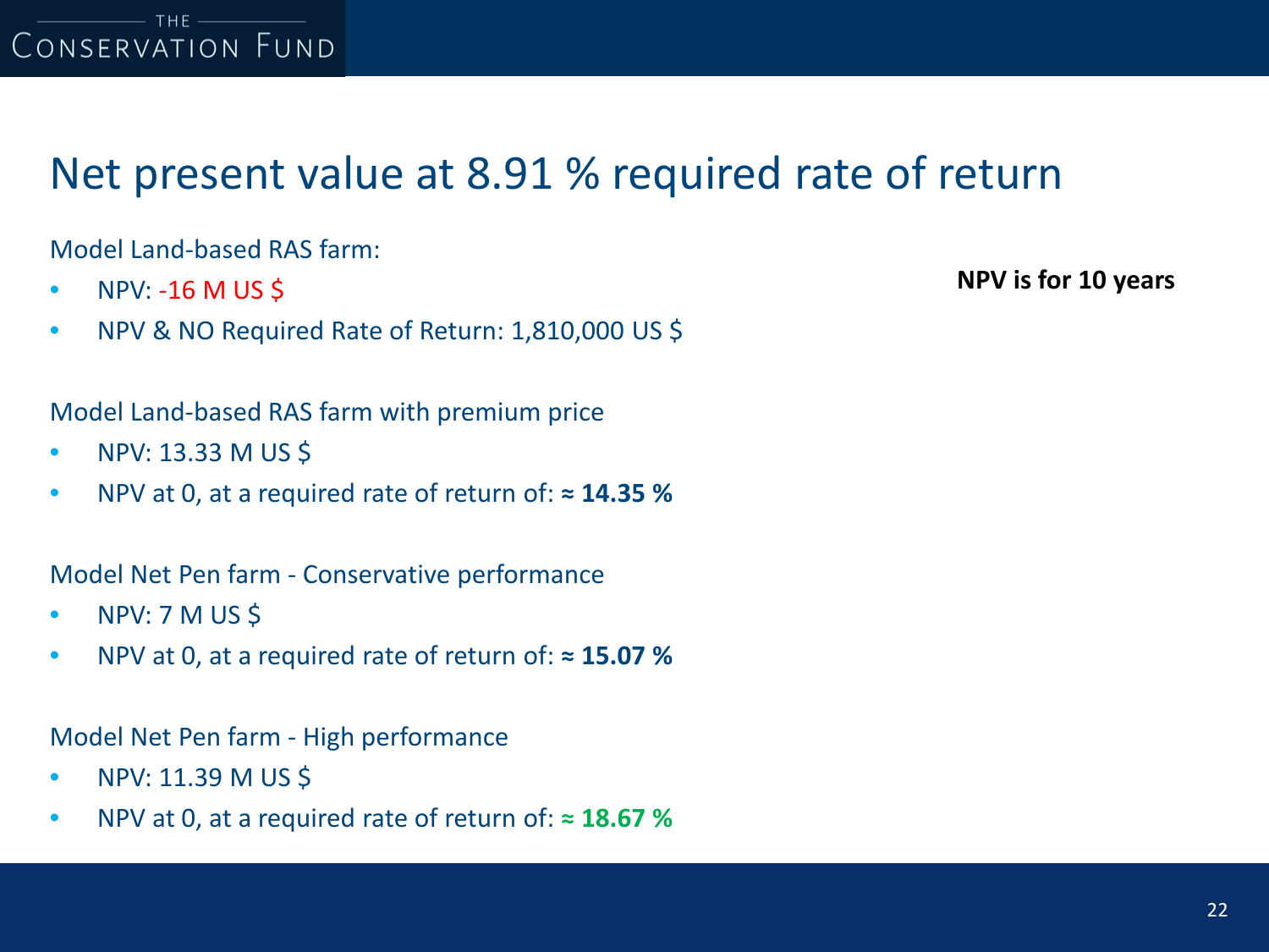# Net present value at 8.91 % required rate of return

**NPV is for 10 years**

Model Land-based RAS farm:

- NPV: -16 M US $
- NPV & NO Required Rate of Return: 1,810,000 US $

Model Land-based RAS farm with premium price

- NPV: 13.33 M US $
- NPV at 0, at a required rate of return of: **≈ 14.35 %**

Model Net Pen farm - Conservative performance

- NPV: 7 M US $
- NPV at 0, at a required rate of return of: **≈ 15.07 %**

Model Net Pen farm - High performance

- NPV: 11.39 M US $
- NPV at 0, at a required rate of return of: **≈ 18.67 %**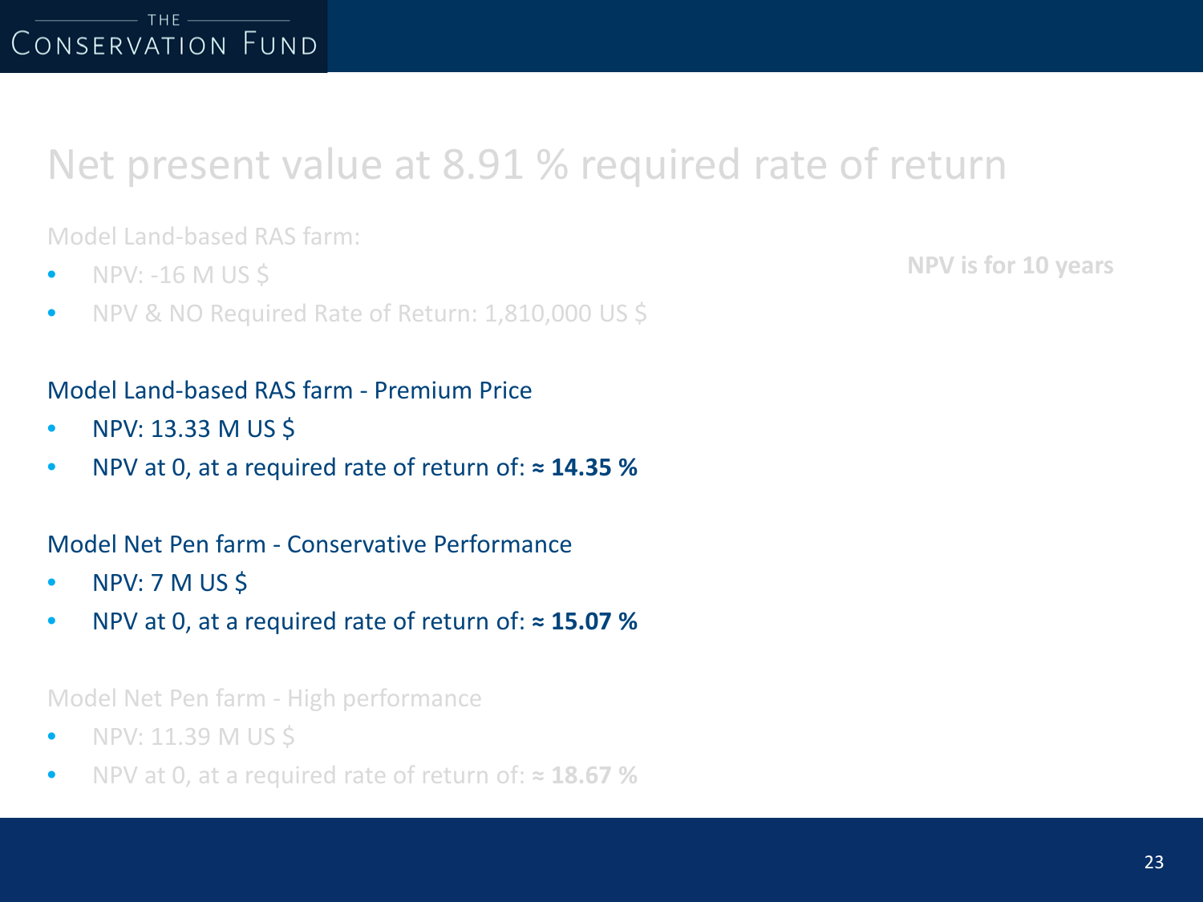# Net present value at 8.91 % required rate of return

Model Land-based RAS farm:

- NPV: -16 M US $
- NPV & NO Required Rate of Return: 1,810,000 US $

**NPV is for 10 years**

Model Land-based RAS farm - Premium Price

- NPV: 13.33 M US $
- NPV at 0, at a required rate of return of: **≈ 14.35 %**

Model Net Pen farm - Conservative Performance

- NPV: 7 M US $
- NPV at 0, at a required rate of return of: **≈ 15.07 %**

Model Net Pen farm - High performance

- NPV: 11.39 M US $
- NPV at 0, at a required rate of return of: **≈ 18.67 %**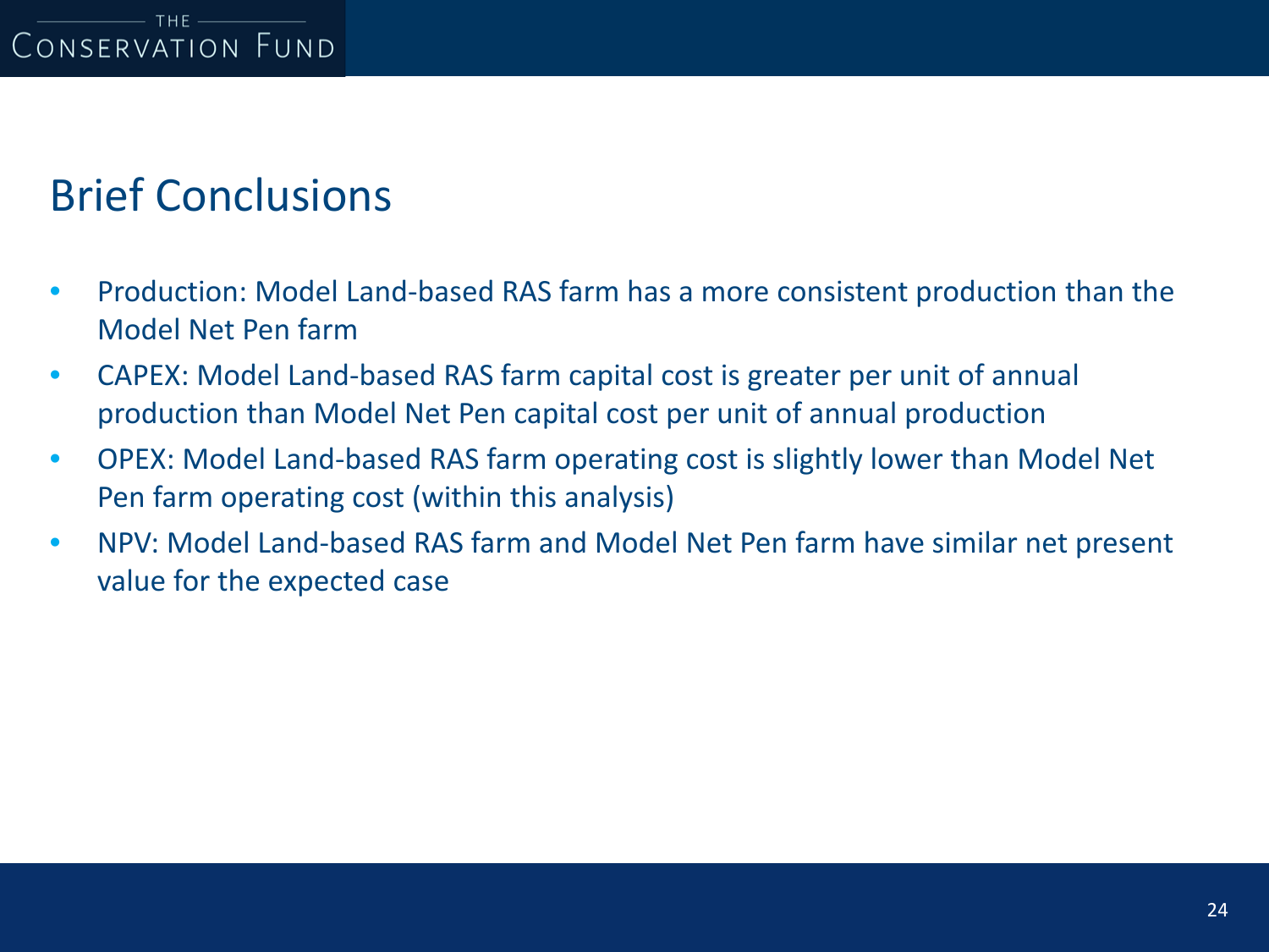## Brief Conclusions

- Production: Model Land-based RAS farm has a more consistent production than the Model Net Pen farm
- CAPEX: Model Land-based RAS farm capital cost is greater per unit of annual production than Model Net Pen capital cost per unit of annual production
- OPEX: Model Land-based RAS farm operating cost is slightly lower than Model Net Pen farm operating cost (within this analysis)
- NPV: Model Land-based RAS farm and Model Net Pen farm have similar net present value for the expected case